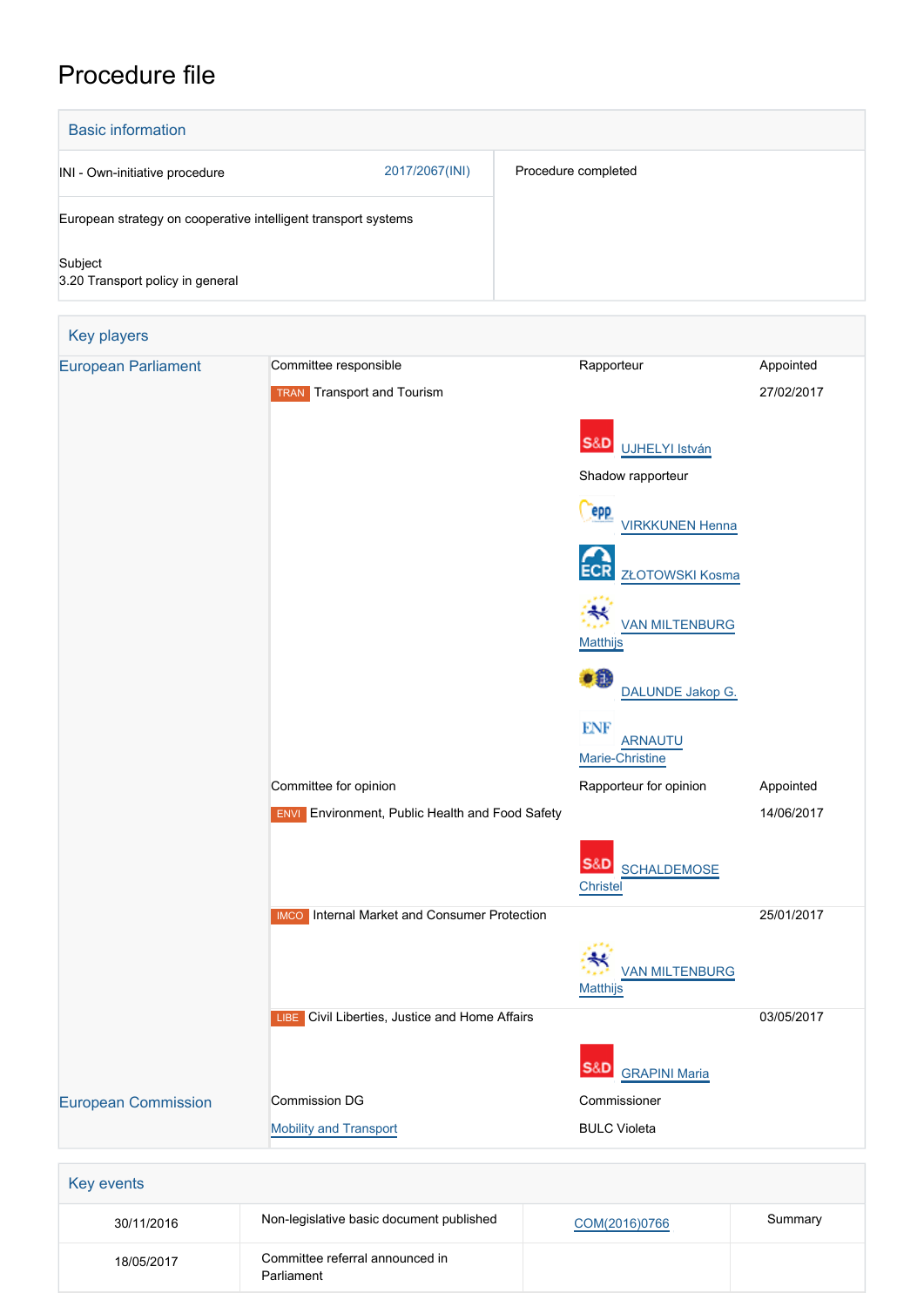# Procedure file

## Basic information

| | | |
|---|---|---|
| INI - Own-initiative procedure | 2017/2067(INI) | Procedure completed |
| European strategy on cooperative intelligent transport systems | | |
| Subject<br>3.20 Transport policy in general | | |

## Key players

| | | | |
|---|---|---|---|
| European Parliament | Committee responsible | Rapporteur | Appointed |
| | TRAN Transport and Tourism | | 27/02/2017 |
| | | S&D UJHELYI István | |
| | | Shadow rapporteur | |
| | | EPP VIRKKUNEN Henna | |
| | | ECR ZŁOTOWSKI Kosma | |
| | | ALDE VAN MILTENBURG Matthijs | |
| | | Verts/ALE DALUNDE Jakop G. | |
| | | ENF ARNAUTU Marie-Christine | |
| | Committee for opinion | Rapporteur for opinion | Appointed |
| | ENVI Environment, Public Health and Food Safety | | 14/06/2017 |
| | | S&D SCHALDEMOSE Christel | |
| | IMCO Internal Market and Consumer Protection | | 25/01/2017 |
| | | ALDE VAN MILTENBURG Matthijs | |
| | LIBE Civil Liberties, Justice and Home Affairs | | 03/05/2017 |
| | | S&D GRAPINI Maria | |
| European Commission | Commission DG | Commissioner | |
| | Mobility and Transport | BULC Violeta | |

## Key events

| | | | |
|---|---|---|---|
| 30/11/2016 | Non-legislative basic document published | COM(2016)0766 | Summary |
| 18/05/2017 | Committee referral announced in Parliament | | |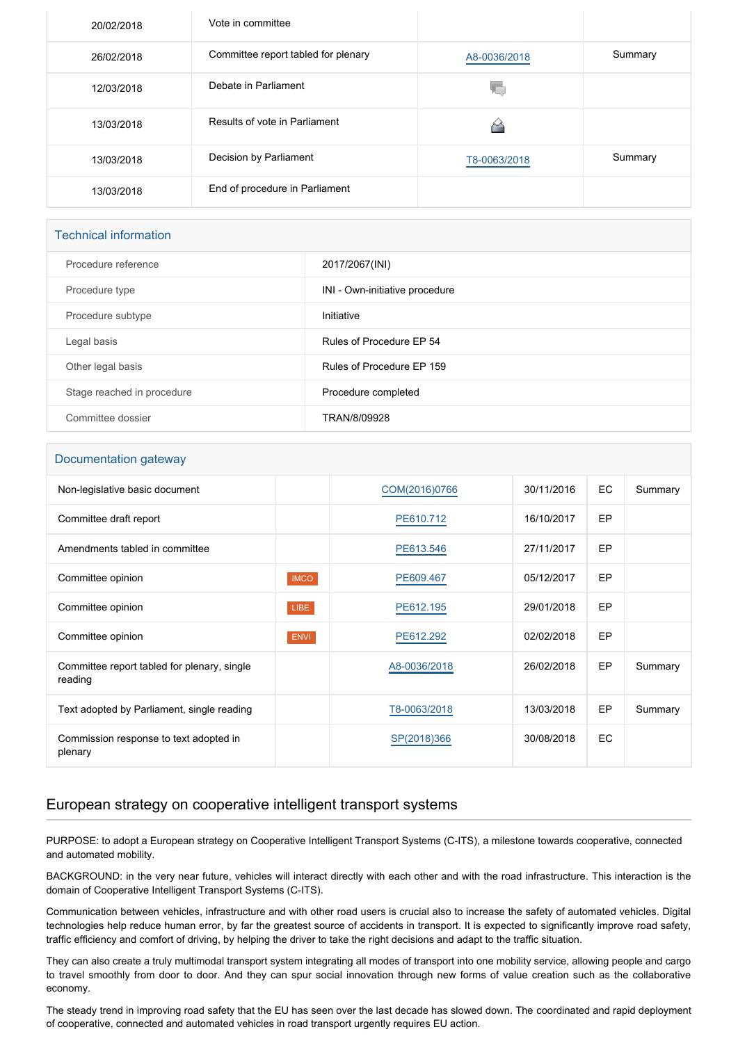| | | | |
|---|---|---|---|
| 20/02/2018 | Vote in committee | | |
| 26/02/2018 | Committee report tabled for plenary | A8-0036/2018 | Summary |
| 12/03/2018 | Debate in Parliament | | |
| 13/03/2018 | Results of vote in Parliament | | |
| 13/03/2018 | Decision by Parliament | T8-0063/2018 | Summary |
| 13/03/2018 | End of procedure in Parliament | | |

## Technical information

| | |
|---|---|
| Procedure reference | 2017/2067(INI) |
| Procedure type | INI - Own-initiative procedure |
| Procedure subtype | Initiative |
| Legal basis | Rules of Procedure EP 54 |
| Other legal basis | Rules of Procedure EP 159 |
| Stage reached in procedure | Procedure completed |
| Committee dossier | TRAN/8/09928 |

## Documentation gateway

| | | | | | |
|---|---|---|---|---|---|
| Non-legislative basic document | | COM(2016)0766 | 30/11/2016 | EC | Summary |
| Committee draft report | | PE610.712 | 16/10/2017 | EP | |
| Amendments tabled in committee | | PE613.546 | 27/11/2017 | EP | |
| Committee opinion | IMCO | PE609.467 | 05/12/2017 | EP | |
| Committee opinion | LIBE | PE612.195 | 29/01/2018 | EP | |
| Committee opinion | ENVI | PE612.292 | 02/02/2018 | EP | |
| Committee report tabled for plenary, single reading | | A8-0036/2018 | 26/02/2018 | EP | Summary |
| Text adopted by Parliament, single reading | | T8-0063/2018 | 13/03/2018 | EP | Summary |
| Commission response to text adopted in plenary | | SP(2018)366 | 30/08/2018 | EC | |

## European strategy on cooperative intelligent transport systems

PURPOSE: to adopt a European strategy on Cooperative Intelligent Transport Systems (C-ITS), a milestone towards cooperative, connected and automated mobility.

BACKGROUND: in the very near future, vehicles will interact directly with each other and with the road infrastructure. This interaction is the domain of Cooperative Intelligent Transport Systems (C-ITS).

Communication between vehicles, infrastructure and with other road users is crucial also to increase the safety of automated vehicles. Digital technologies help reduce human error, by far the greatest source of accidents in transport. It is expected to significantly improve road safety, traffic efficiency and comfort of driving, by helping the driver to take the right decisions and adapt to the traffic situation.

They can also create a truly multimodal transport system integrating all modes of transport into one mobility service, allowing people and cargo to travel smoothly from door to door. And they can spur social innovation through new forms of value creation such as the collaborative economy.

The steady trend in improving road safety that the EU has seen over the last decade has slowed down. The coordinated and rapid deployment of cooperative, connected and automated vehicles in road transport urgently requires EU action.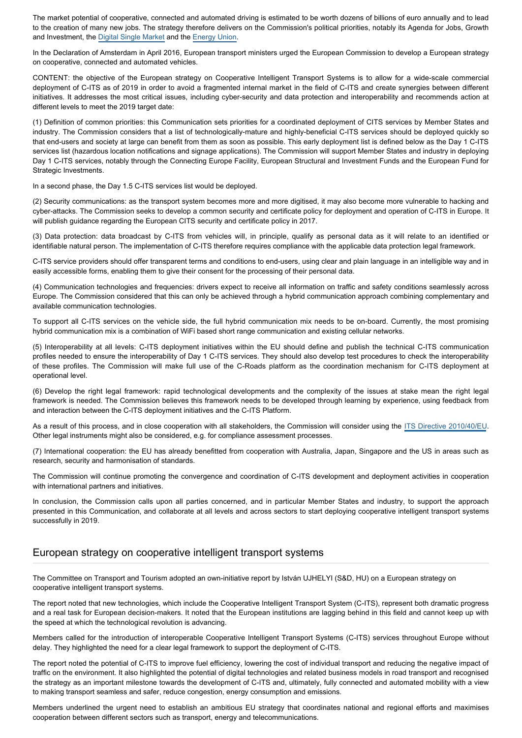The market potential of cooperative, connected and automated driving is estimated to be worth dozens of billions of euro annually and to lead to the creation of many new jobs. The strategy therefore delivers on the Commission's political priorities, notably its Agenda for Jobs, Growth and Investment, the Digital Single Market and the Energy Union.

In the Declaration of Amsterdam in April 2016, European transport ministers urged the European Commission to develop a European strategy on cooperative, connected and automated vehicles.

CONTENT: the objective of the European strategy on Cooperative Intelligent Transport Systems is to allow for a wide-scale commercial deployment of C-ITS as of 2019 in order to avoid a fragmented internal market in the field of C-ITS and create synergies between different initiatives. It addresses the most critical issues, including cyber-security and data protection and interoperability and recommends action at different levels to meet the 2019 target date:

(1) Definition of common priorities: this Communication sets priorities for a coordinated deployment of CITS services by Member States and industry. The Commission considers that a list of technologically-mature and highly-beneficial C-ITS services should be deployed quickly so that end-users and society at large can benefit from them as soon as possible. This early deployment list is defined below as the Day 1 C-ITS services list (hazardous location notifications and signage applications). The Commission will support Member States and industry in deploying Day 1 C-ITS services, notably through the Connecting Europe Facility, European Structural and Investment Funds and the European Fund for Strategic Investments.

In a second phase, the Day 1.5 C-ITS services list would be deployed.

(2) Security communications: as the transport system becomes more and more digitised, it may also become more vulnerable to hacking and cyber-attacks. The Commission seeks to develop a common security and certificate policy for deployment and operation of C-ITS in Europe. It will publish guidance regarding the European CITS security and certificate policy in 2017.

(3) Data protection: data broadcast by C-ITS from vehicles will, in principle, qualify as personal data as it will relate to an identified or identifiable natural person. The implementation of C-ITS therefore requires compliance with the applicable data protection legal framework.

C-ITS service providers should offer transparent terms and conditions to end-users, using clear and plain language in an intelligible way and in easily accessible forms, enabling them to give their consent for the processing of their personal data.

(4) Communication technologies and frequencies: drivers expect to receive all information on traffic and safety conditions seamlessly across Europe. The Commission considered that this can only be achieved through a hybrid communication approach combining complementary and available communication technologies.

To support all C-ITS services on the vehicle side, the full hybrid communication mix needs to be on-board. Currently, the most promising hybrid communication mix is a combination of WiFi based short range communication and existing cellular networks.

(5) Interoperability at all levels: C-ITS deployment initiatives within the EU should define and publish the technical C-ITS communication profiles needed to ensure the interoperability of Day 1 C-ITS services. They should also develop test procedures to check the interoperability of these profiles. The Commission will make full use of the C-Roads platform as the coordination mechanism for C-ITS deployment at operational level.

(6) Develop the right legal framework: rapid technological developments and the complexity of the issues at stake mean the right legal framework is needed. The Commission believes this framework needs to be developed through learning by experience, using feedback from and interaction between the C-ITS deployment initiatives and the C-ITS Platform.

As a result of this process, and in close cooperation with all stakeholders, the Commission will consider using the ITS Directive 2010/40/EU. Other legal instruments might also be considered, e.g. for compliance assessment processes.

(7) International cooperation: the EU has already benefitted from cooperation with Australia, Japan, Singapore and the US in areas such as research, security and harmonisation of standards.

The Commission will continue promoting the convergence and coordination of C-ITS development and deployment activities in cooperation with international partners and initiatives.

In conclusion, the Commission calls upon all parties concerned, and in particular Member States and industry, to support the approach presented in this Communication, and collaborate at all levels and across sectors to start deploying cooperative intelligent transport systems successfully in 2019.

## European strategy on cooperative intelligent transport systems

The Committee on Transport and Tourism adopted an own-initiative report by István UJHELYI (S&D, HU) on a European strategy on cooperative intelligent transport systems.

The report noted that new technologies, which include the Cooperative Intelligent Transport System (C-ITS), represent both dramatic progress and a real task for European decision-makers. It noted that the European institutions are lagging behind in this field and cannot keep up with the speed at which the technological revolution is advancing.

Members called for the introduction of interoperable Cooperative Intelligent Transport Systems (C-ITS) services throughout Europe without delay. They highlighted the need for a clear legal framework to support the deployment of C-ITS.

The report noted the potential of C-ITS to improve fuel efficiency, lowering the cost of individual transport and reducing the negative impact of traffic on the environment. It also highlighted the potential of digital technologies and related business models in road transport and recognised the strategy as an important milestone towards the development of C-ITS and, ultimately, fully connected and automated mobility with a view to making transport seamless and safer, reduce congestion, energy consumption and emissions.

Members underlined the urgent need to establish an ambitious EU strategy that coordinates national and regional efforts and maximises cooperation between different sectors such as transport, energy and telecommunications.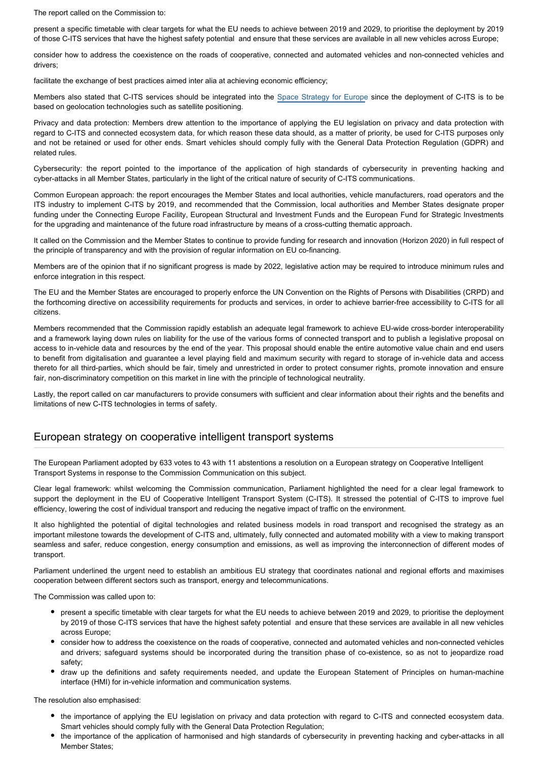The report called on the Commission to:

present a specific timetable with clear targets for what the EU needs to achieve between 2019 and 2029, to prioritise the deployment by 2019 of those C-ITS services that have the highest safety potential and ensure that these services are available in all new vehicles across Europe;

consider how to address the coexistence on the roads of cooperative, connected and automated vehicles and non-connected vehicles and drivers;

facilitate the exchange of best practices aimed inter alia at achieving economic efficiency;

Members also stated that C-ITS services should be integrated into the Space Strategy for Europe since the deployment of C-ITS is to be based on geolocation technologies such as satellite positioning.

Privacy and data protection: Members drew attention to the importance of applying the EU legislation on privacy and data protection with regard to C-ITS and connected ecosystem data, for which reason these data should, as a matter of priority, be used for C-ITS purposes only and not be retained or used for other ends. Smart vehicles should comply fully with the General Data Protection Regulation (GDPR) and related rules.

Cybersecurity: the report pointed to the importance of the application of high standards of cybersecurity in preventing hacking and cyber-attacks in all Member States, particularly in the light of the critical nature of security of C-ITS communications.

Common European approach: the report encourages the Member States and local authorities, vehicle manufacturers, road operators and the ITS industry to implement C-ITS by 2019, and recommended that the Commission, local authorities and Member States designate proper funding under the Connecting Europe Facility, European Structural and Investment Funds and the European Fund for Strategic Investments for the upgrading and maintenance of the future road infrastructure by means of a cross-cutting thematic approach.

It called on the Commission and the Member States to continue to provide funding for research and innovation (Horizon 2020) in full respect of the principle of transparency and with the provision of regular information on EU co-financing.

Members are of the opinion that if no significant progress is made by 2022, legislative action may be required to introduce minimum rules and enforce integration in this respect.

The EU and the Member States are encouraged to properly enforce the UN Convention on the Rights of Persons with Disabilities (CRPD) and the forthcoming directive on accessibility requirements for products and services, in order to achieve barrier-free accessibility to C-ITS for all citizens.

Members recommended that the Commission rapidly establish an adequate legal framework to achieve EU-wide cross-border interoperability and a framework laying down rules on liability for the use of the various forms of connected transport and to publish a legislative proposal on access to in-vehicle data and resources by the end of the year. This proposal should enable the entire automotive value chain and end users to benefit from digitalisation and guarantee a level playing field and maximum security with regard to storage of in-vehicle data and access thereto for all third-parties, which should be fair, timely and unrestricted in order to protect consumer rights, promote innovation and ensure fair, non-discriminatory competition on this market in line with the principle of technological neutrality.

Lastly, the report called on car manufacturers to provide consumers with sufficient and clear information about their rights and the benefits and limitations of new C-ITS technologies in terms of safety.

## European strategy on cooperative intelligent transport systems

The European Parliament adopted by 633 votes to 43 with 11 abstentions a resolution on a European strategy on Cooperative Intelligent Transport Systems in response to the Commission Communication on this subject.

Clear legal framework: whilst welcoming the Commission communication, Parliament highlighted the need for a clear legal framework to support the deployment in the EU of Cooperative Intelligent Transport System (C-ITS). It stressed the potential of C-ITS to improve fuel efficiency, lowering the cost of individual transport and reducing the negative impact of traffic on the environment.

It also highlighted the potential of digital technologies and related business models in road transport and recognised the strategy as an important milestone towards the development of C-ITS and, ultimately, fully connected and automated mobility with a view to making transport seamless and safer, reduce congestion, energy consumption and emissions, as well as improving the interconnection of different modes of transport.

Parliament underlined the urgent need to establish an ambitious EU strategy that coordinates national and regional efforts and maximises cooperation between different sectors such as transport, energy and telecommunications.

The Commission was called upon to:

- present a specific timetable with clear targets for what the EU needs to achieve between 2019 and 2029, to prioritise the deployment by 2019 of those C-ITS services that have the highest safety potential and ensure that these services are available in all new vehicles across Europe;
- consider how to address the coexistence on the roads of cooperative, connected and automated vehicles and non-connected vehicles and drivers; safeguard systems should be incorporated during the transition phase of co-existence, so as not to jeopardize road safety;
- draw up the definitions and safety requirements needed, and update the European Statement of Principles on human-machine interface (HMI) for in-vehicle information and communication systems.

The resolution also emphasised:

- the importance of applying the EU legislation on privacy and data protection with regard to C-ITS and connected ecosystem data. Smart vehicles should comply fully with the General Data Protection Regulation;
- the importance of the application of harmonised and high standards of cybersecurity in preventing hacking and cyber-attacks in all Member States;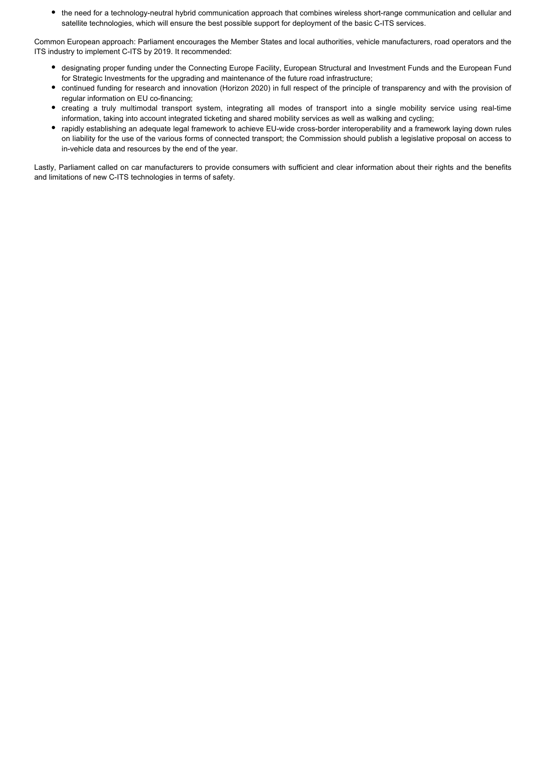- the need for a technology-neutral hybrid communication approach that combines wireless short-range communication and cellular and satellite technologies, which will ensure the best possible support for deployment of the basic C-ITS services.

Common European approach: Parliament encourages the Member States and local authorities, vehicle manufacturers, road operators and the ITS industry to implement C-ITS by 2019. It recommended:

- designating proper funding under the Connecting Europe Facility, European Structural and Investment Funds and the European Fund for Strategic Investments for the upgrading and maintenance of the future road infrastructure;
- continued funding for research and innovation (Horizon 2020) in full respect of the principle of transparency and with the provision of regular information on EU co-financing;
- creating a truly multimodal transport system, integrating all modes of transport into a single mobility service using real-time information, taking into account integrated ticketing and shared mobility services as well as walking and cycling;
- rapidly establishing an adequate legal framework to achieve EU-wide cross-border interoperability and a framework laying down rules on liability for the use of the various forms of connected transport; the Commission should publish a legislative proposal on access to in-vehicle data and resources by the end of the year.

Lastly, Parliament called on car manufacturers to provide consumers with sufficient and clear information about their rights and the benefits and limitations of new C-ITS technologies in terms of safety.